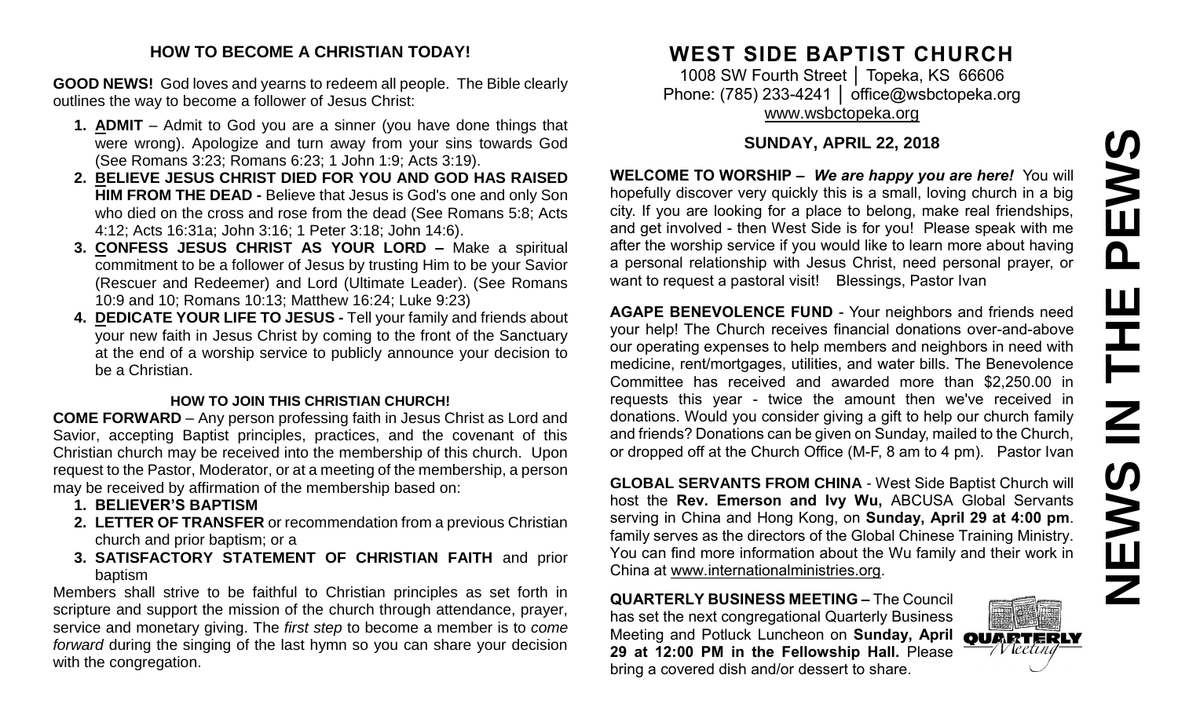## HOW TO BECOME A CHRISTIAN TODAY!

**GOOD NEWS!** God loves and yearns to redeem all people. The Bible clearly outlines the way to become a follower of Jesus Christ:

1. **ADMIT** – Admit to God you are a sinner (you have done things that were wrong). Apologize and turn away from your sins towards God (See Romans 3:23; Romans 6:23; 1 John 1:9; Acts 3:19).
2. **BELIEVE JESUS CHRIST DIED FOR YOU AND GOD HAS RAISED HIM FROM THE DEAD -** Believe that Jesus is God's one and only Son who died on the cross and rose from the dead (See Romans 5:8; Acts 4:12; Acts 16:31a; John 3:16; 1 Peter 3:18; John 14:6).
3. **CONFESS JESUS CHRIST AS YOUR LORD –** Make a spiritual commitment to be a follower of Jesus by trusting Him to be your Savior (Rescuer and Redeemer) and Lord (Ultimate Leader). (See Romans 10:9 and 10; Romans 10:13; Matthew 16:24; Luke 9:23)
4. **DEDICATE YOUR LIFE TO JESUS -** Tell your family and friends about your new faith in Jesus Christ by coming to the front of the Sanctuary at the end of a worship service to publicly announce your decision to be a Christian.

### HOW TO JOIN THIS CHRISTIAN CHURCH!

**COME FORWARD** – Any person professing faith in Jesus Christ as Lord and Savior, accepting Baptist principles, practices, and the covenant of this Christian church may be received into the membership of this church. Upon request to the Pastor, Moderator, or at a meeting of the membership, a person may be received by affirmation of the membership based on:

1. **BELIEVER'S BAPTISM**
2. **LETTER OF TRANSFER** or recommendation from a previous Christian church and prior baptism; or a
3. **SATISFACTORY STATEMENT OF CHRISTIAN FAITH** and prior baptism

Members shall strive to be faithful to Christian principles as set forth in scripture and support the mission of the church through attendance, prayer, service and monetary giving. The *first step* to become a member is to *come forward* during the singing of the last hymn so you can share your decision with the congregation.

# WEST SIDE BAPTIST CHURCH

1008 SW Fourth Street │ Topeka, KS 66606
Phone: (785) 233-4241 │ office@wsbctopeka.org
www.wsbctopeka.org

## SUNDAY, APRIL 22, 2018

**WELCOME TO WORSHIP –** ***We are happy you are here!*** You will hopefully discover very quickly this is a small, loving church in a big city. If you are looking for a place to belong, make real friendships, and get involved - then West Side is for you! Please speak with me after the worship service if you would like to learn more about having a personal relationship with Jesus Christ, need personal prayer, or want to request a pastoral visit! Blessings, Pastor Ivan

**AGAPE BENEVOLENCE FUND** - Your neighbors and friends need your help! The Church receives financial donations over-and-above our operating expenses to help members and neighbors in need with medicine, rent/mortgages, utilities, and water bills. The Benevolence Committee has received and awarded more than $2,250.00 in requests this year - twice the amount then we've received in donations. Would you consider giving a gift to help our church family and friends? Donations can be given on Sunday, mailed to the Church, or dropped off at the Church Office (M-F, 8 am to 4 pm). Pastor Ivan

**GLOBAL SERVANTS FROM CHINA** - West Side Baptist Church will host the **Rev. Emerson and Ivy Wu,** ABCUSA Global Servants serving in China and Hong Kong, on **Sunday, April 29 at 4:00 pm**. family serves as the directors of the Global Chinese Training Ministry. You can find more information about the Wu family and their work in China at www.internationalministries.org.

**QUARTERLY BUSINESS MEETING –** The Council has set the next congregational Quarterly Business Meeting and Potluck Luncheon on **Sunday, April 29 at 12:00 PM in the Fellowship Hall.** Please bring a covered dish and/or dessert to share.

# NEWS IN THE PEWS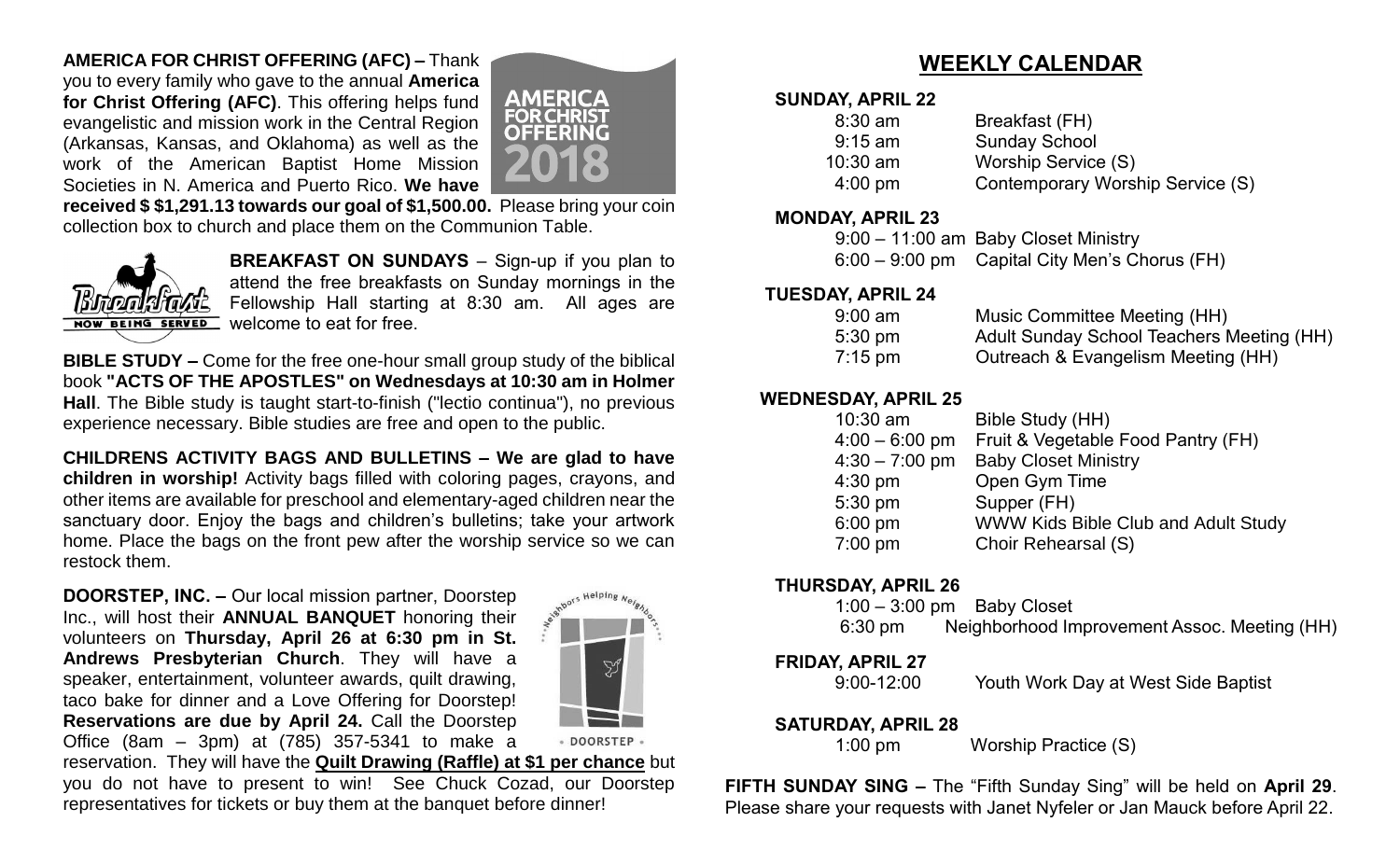**AMERICA FOR CHRIST OFFERING (AFC) –** Thank you to every family who gave to the annual **America for Christ Offering (AFC)**. This offering helps fund evangelistic and mission work in the Central Region (Arkansas, Kansas, and Oklahoma) as well as the work of the American Baptist Home Mission Societies in N. America and Puerto Rico. **We have received $ $1,291.13 towards our goal of $1,500.00.** Please bring your coin collection box to church and place them on the Communion Table.

**BREAKFAST ON SUNDAYS** – Sign-up if you plan to attend the free breakfasts on Sunday mornings in the Fellowship Hall starting at 8:30 am. All ages are welcome to eat for free.

**BIBLE STUDY –** Come for the free one-hour small group study of the biblical book **"ACTS OF THE APOSTLES" on Wednesdays at 10:30 am in Holmer Hall**. The Bible study is taught start-to-finish ("lectio continua"), no previous experience necessary. Bible studies are free and open to the public.

**CHILDRENS ACTIVITY BAGS AND BULLETINS – We are glad to have children in worship!** Activity bags filled with coloring pages, crayons, and other items are available for preschool and elementary-aged children near the sanctuary door. Enjoy the bags and children's bulletins; take your artwork home. Place the bags on the front pew after the worship service so we can restock them.

**DOORSTEP, INC. –** Our local mission partner, Doorstep Inc., will host their **ANNUAL BANQUET** honoring their volunteers on **Thursday, April 26 at 6:30 pm in St. Andrews Presbyterian Church**. They will have a speaker, entertainment, volunteer awards, quilt drawing, taco bake for dinner and a Love Offering for Doorstep! **Reservations are due by April 24.** Call the Doorstep Office (8am – 3pm) at (785) 357-5341 to make a reservation. They will have the **Quilt Drawing (Raffle) at $1 per chance** but you do not have to present to win! See Chuck Cozad, our Doorstep representatives for tickets or buy them at the banquet before dinner!

## WEEKLY CALENDAR

**SUNDAY, APRIL 22**

| | |
|---|---|
| 8:30 am | Breakfast (FH) |
| 9:15 am | Sunday School |
| 10:30 am | Worship Service (S) |
| 4:00 pm | Contemporary Worship Service (S) |

**MONDAY, APRIL 23**

| | |
|---|---|
| 9:00 – 11:00 am | Baby Closet Ministry |
| 6:00 – 9:00 pm | Capital City Men's Chorus (FH) |

**TUESDAY, APRIL 24**

| | |
|---|---|
| 9:00 am | Music Committee Meeting (HH) |
| 5:30 pm | Adult Sunday School Teachers Meeting (HH) |
| 7:15 pm | Outreach & Evangelism Meeting (HH) |

**WEDNESDAY, APRIL 25**

| | |
|---|---|
| 10:30 am | Bible Study (HH) |
| 4:00 – 6:00 pm | Fruit & Vegetable Food Pantry (FH) |
| 4:30 – 7:00 pm | Baby Closet Ministry |
| 4:30 pm | Open Gym Time |
| 5:30 pm | Supper (FH) |
| 6:00 pm | WWW Kids Bible Club and Adult Study |
| 7:00 pm | Choir Rehearsal (S) |

**THURSDAY, APRIL 26**

| | |
|---|---|
| 1:00 – 3:00 pm | Baby Closet |
| 6:30 pm | Neighborhood Improvement Assoc. Meeting (HH) |

**FRIDAY, APRIL 27**

| | |
|---|---|
| 9:00-12:00 | Youth Work Day at West Side Baptist |

**SATURDAY, APRIL 28**

| | |
|---|---|
| 1:00 pm | Worship Practice (S) |

**FIFTH SUNDAY SING –** The "Fifth Sunday Sing" will be held on **April 29**. Please share your requests with Janet Nyfeler or Jan Mauck before April 22.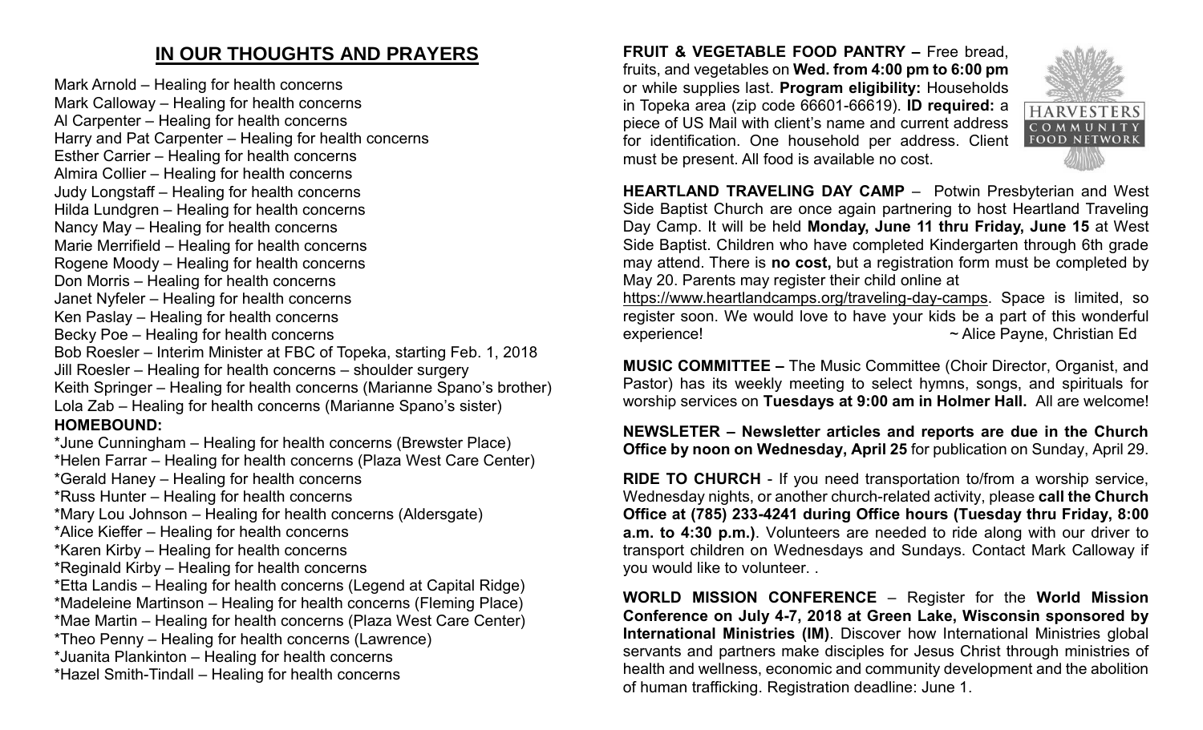## IN OUR THOUGHTS AND PRAYERS

Mark Arnold – Healing for health concerns
Mark Calloway – Healing for health concerns
Al Carpenter – Healing for health concerns
Harry and Pat Carpenter – Healing for health concerns
Esther Carrier – Healing for health concerns
Almira Collier – Healing for health concerns
Judy Longstaff – Healing for health concerns
Hilda Lundgren – Healing for health concerns
Nancy May – Healing for health concerns
Marie Merrifield – Healing for health concerns
Rogene Moody – Healing for health concerns
Don Morris – Healing for health concerns
Janet Nyfeler – Healing for health concerns
Ken Paslay – Healing for health concerns
Becky Poe – Healing for health concerns
Bob Roesler – Interim Minister at FBC of Topeka, starting Feb. 1, 2018
Jill Roesler – Healing for health concerns – shoulder surgery
Keith Springer – Healing for health concerns (Marianne Spano's brother)
Lola Zab – Healing for health concerns (Marianne Spano's sister)

**HOMEBOUND:**

*June Cunningham – Healing for health concerns (Brewster Place)
*Helen Farrar – Healing for health concerns (Plaza West Care Center)
*Gerald Haney – Healing for health concerns
*Russ Hunter – Healing for health concerns
*Mary Lou Johnson – Healing for health concerns (Aldersgate)
*Alice Kieffer – Healing for health concerns
*Karen Kirby – Healing for health concerns
*Reginald Kirby – Healing for health concerns
*Etta Landis – Healing for health concerns (Legend at Capital Ridge)
*Madeleine Martinson – Healing for health concerns (Fleming Place)
*Mae Martin – Healing for health concerns (Plaza West Care Center)
*Theo Penny – Healing for health concerns (Lawrence)
*Juanita Plankinton – Healing for health concerns
*Hazel Smith-Tindall – Healing for health concerns

**FRUIT & VEGETABLE FOOD PANTRY –** Free bread, fruits, and vegetables on **Wed. from 4:00 pm to 6:00 pm** or while supplies last. **Program eligibility:** Households in Topeka area (zip code 66601-66619). **ID required:** a piece of US Mail with client's name and current address for identification. One household per address. Client must be present. All food is available no cost.

HARVESTERS COMMUNITY FOOD NETWORK

**HEARTLAND TRAVELING DAY CAMP** – Potwin Presbyterian and West Side Baptist Church are once again partnering to host Heartland Traveling Day Camp. It will be held **Monday, June 11 thru Friday, June 15** at West Side Baptist. Children who have completed Kindergarten through 6th grade may attend. There is **no cost,** but a registration form must be completed by May 20. Parents may register their child online at https://www.heartlandcamps.org/traveling-day-camps. Space is limited, so register soon. We would love to have your kids be a part of this wonderful experience! ~ Alice Payne, Christian Ed

**MUSIC COMMITTEE –** The Music Committee (Choir Director, Organist, and Pastor) has its weekly meeting to select hymns, songs, and spirituals for worship services on **Tuesdays at 9:00 am in Holmer Hall.** All are welcome!

**NEWSLETER – Newsletter articles and reports are due in the Church Office by noon on Wednesday, April 25** for publication on Sunday, April 29.

**RIDE TO CHURCH** - If you need transportation to/from a worship service, Wednesday nights, or another church-related activity, please **call the Church Office at (785) 233-4241 during Office hours (Tuesday thru Friday, 8:00 a.m. to 4:30 p.m.)**. Volunteers are needed to ride along with our driver to transport children on Wednesdays and Sundays. Contact Mark Calloway if you would like to volunteer. .

**WORLD MISSION CONFERENCE** – Register for the **World Mission Conference on July 4-7, 2018 at Green Lake, Wisconsin sponsored by International Ministries (IM)**. Discover how International Ministries global servants and partners make disciples for Jesus Christ through ministries of health and wellness, economic and community development and the abolition of human trafficking. Registration deadline: June 1.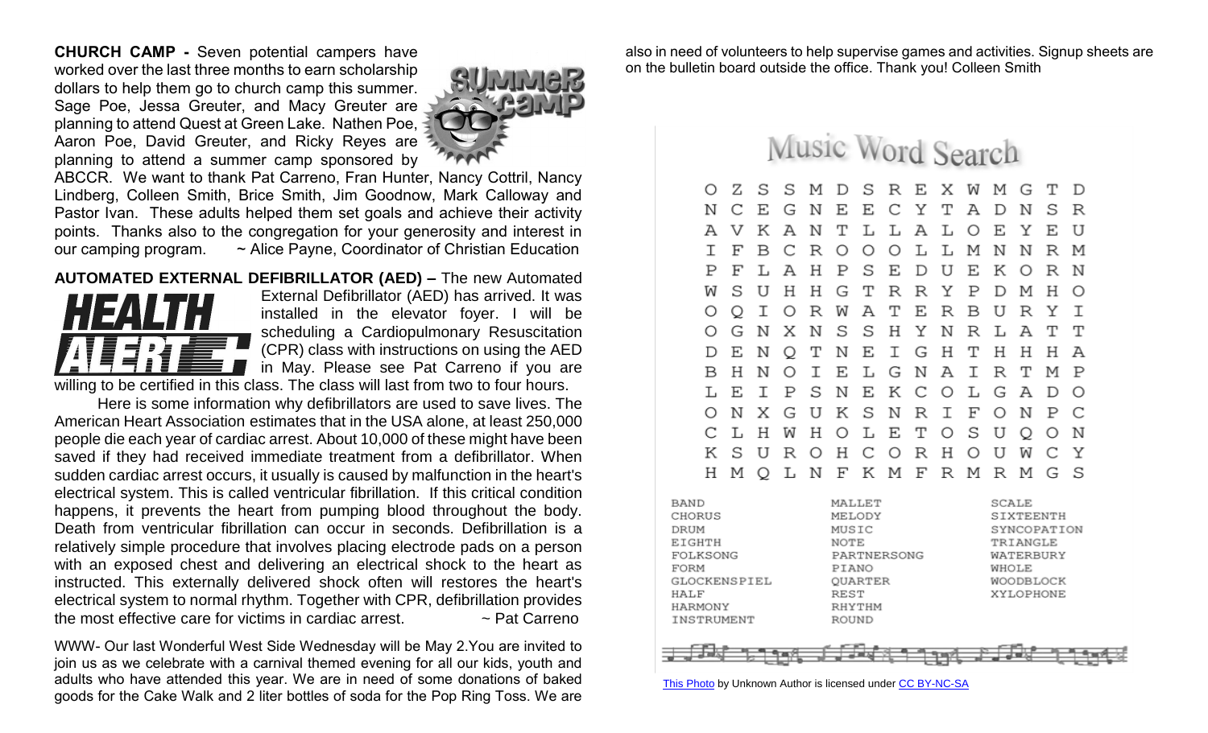**CHURCH CAMP -** Seven potential campers have worked over the last three months to earn scholarship dollars to help them go to church camp this summer. Sage Poe, Jessa Greuter, and Macy Greuter are planning to attend Quest at Green Lake. Nathen Poe, Aaron Poe, David Greuter, and Ricky Reyes are planning to attend a summer camp sponsored by ABCCR. We want to thank Pat Carreno, Fran Hunter, Nancy Cottril, Nancy Lindberg, Colleen Smith, Brice Smith, Jim Goodnow, Mark Calloway and Pastor Ivan. These adults helped them set goals and achieve their activity points. Thanks also to the congregation for your generosity and interest in our camping program. ~ Alice Payne, Coordinator of Christian Education

**AUTOMATED EXTERNAL DEFIBRILLATOR (AED) –** The new Automated External Defibrillator (AED) has arrived. It was installed in the elevator foyer. I will be scheduling a Cardiopulmonary Resuscitation (CPR) class with instructions on using the AED in May. Please see Pat Carreno if you are willing to be certified in this class. The class will last from two to four hours.

Here is some information why defibrillators are used to save lives. The American Heart Association estimates that in the USA alone, at least 250,000 people die each year of cardiac arrest. About 10,000 of these might have been saved if they had received immediate treatment from a defibrillator. When sudden cardiac arrest occurs, it usually is caused by malfunction in the heart's electrical system. This is called ventricular fibrillation. If this critical condition happens, it prevents the heart from pumping blood throughout the body. Death from ventricular fibrillation can occur in seconds. Defibrillation is a relatively simple procedure that involves placing electrode pads on a person with an exposed chest and delivering an electrical shock to the heart as instructed. This externally delivered shock often will restores the heart's electrical system to normal rhythm. Together with CPR, defibrillation provides the most effective care for victims in cardiac arrest. ~ Pat Carreno

WWW- Our last Wonderful West Side Wednesday will be May 2.You are invited to join us as we celebrate with a carnival themed evening for all our kids, youth and adults who have attended this year. We are in need of some donations of baked goods for the Cake Walk and 2 liter bottles of soda for the Pop Ring Toss. We are also in need of volunteers to help supervise games and activities. Signup sheets are on the bulletin board outside the office. Thank you! Colleen Smith

## Music Word Search

```
O Z S S M D S R E X W M G T D
N C E G N E E C Y T A D N S R
A V K A N T L L A L O E Y E U
I F B C R O O O L L M N N R M
P F L A H P S E D U E K O R N
W S U H H G T R R Y P D M H O
O Q I O R W A T E R B U R Y I
O G N X N S S H Y N R L A T T
D E N Q T N E I G H T H H H A
B H N O I E L G N A I R T M P
L E I P S N E K C O L G A D O
O N X G U K S N R I F O N P C
C L H W H O L E T O S U Q O N
K S U R O H C O R H O U W C Y
H M Q L N F K M F R M R M G S
```

| | | |
|---|---|---|
| BAND | MALLET | SCALE |
| CHORUS | MELODY | SIXTEENTH |
| DRUM | MUSIC | SYNCOPATION |
| EIGHTH | NOTE | TRIANGLE |
| FOLKSONG | PARTNERSONG | WATERBURY |
| FORM | PIANO | WHOLE |
| GLOCKENSPIEL | QUARTER | WOODBLOCK |
| HALF | REST | XYLOPHONE |
| HARMONY | RHYTHM | |
| INSTRUMENT | ROUND | |

This Photo by Unknown Author is licensed under CC BY-NC-SA